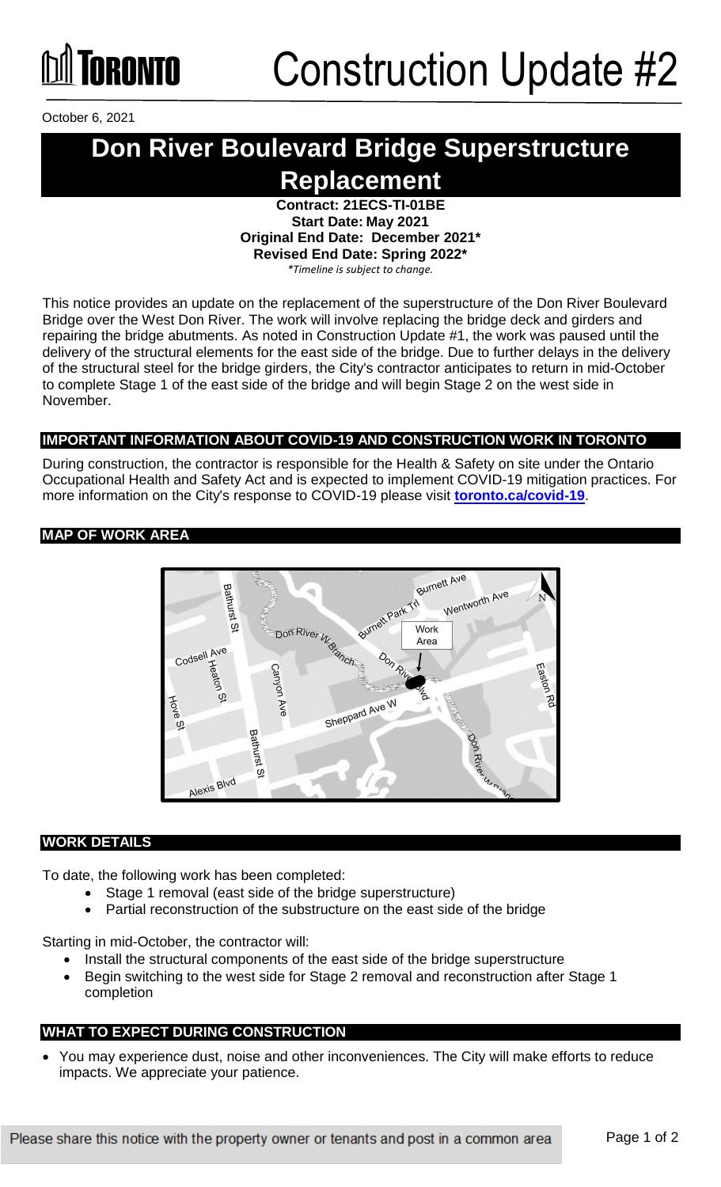TORONTO

# Construction Update #2

October 6, 2021

# Don River Boulevard Bridge Superstructure Replacement

**Contract: 21ECS-TI-01BE**
**Start Date: May 2021**
**Original End Date: December 2021***
**Revised End Date: Spring 2022***
*\*Timeline is subject to change.*

This notice provides an update on the replacement of the superstructure of the Don River Boulevard Bridge over the West Don River. The work will involve replacing the bridge deck and girders and repairing the bridge abutments. As noted in Construction Update #1, the work was paused until the delivery of the structural elements for the east side of the bridge. Due to further delays in the delivery of the structural steel for the bridge girders, the City's contractor anticipates to return in mid-October to complete Stage 1 of the east side of the bridge and will begin Stage 2 on the west side in November.

## IMPORTANT INFORMATION ABOUT COVID-19 AND CONSTRUCTION WORK IN TORONTO

During construction, the contractor is responsible for the Health & Safety on site under the Ontario Occupational Health and Safety Act and is expected to implement COVID-19 mitigation practices. For more information on the City's response to COVID-19 please visit **toronto.ca/covid-19**.

## MAP OF WORK AREA

Burnett Ave, Wentworth Ave, Burnett Park Trl, Bathurst St, Don River W Branch, Work Area, Don River Blvd, Codsell Ave, Heaton St, Canyon Ave, Easton Rd, Hove St, Sheppard Ave W, Alexis Blvd, N

## WORK DETAILS

To date, the following work has been completed:

- Stage 1 removal (east side of the bridge superstructure)
- Partial reconstruction of the substructure on the east side of the bridge

Starting in mid-October, the contractor will:

- Install the structural components of the east side of the bridge superstructure
- Begin switching to the west side for Stage 2 removal and reconstruction after Stage 1 completion

## WHAT TO EXPECT DURING CONSTRUCTION

- You may experience dust, noise and other inconveniences. The City will make efforts to reduce impacts. We appreciate your patience.

Please share this notice with the property owner or tenants and post in a common area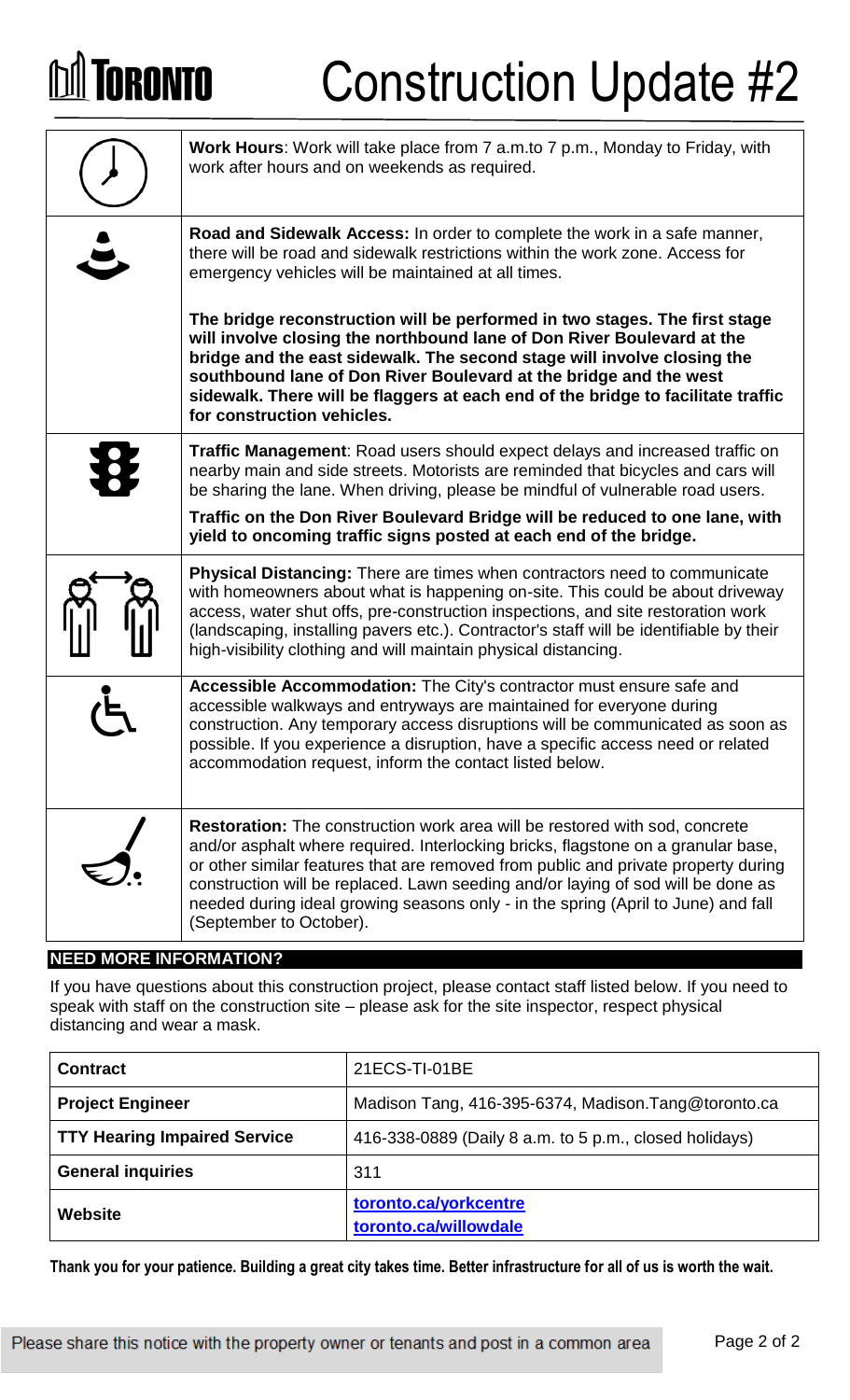# Construction Update #2

**Work Hours**: Work will take place from 7 a.m.to 7 p.m., Monday to Friday, with work after hours and on weekends as required.

**Road and Sidewalk Access:** In order to complete the work in a safe manner, there will be road and sidewalk restrictions within the work zone. Access for emergency vehicles will be maintained at all times.

**The bridge reconstruction will be performed in two stages. The first stage will involve closing the northbound lane of Don River Boulevard at the bridge and the east sidewalk. The second stage will involve closing the southbound lane of Don River Boulevard at the bridge and the west sidewalk. There will be flaggers at each end of the bridge to facilitate traffic for construction vehicles.**

**Traffic Management**: Road users should expect delays and increased traffic on nearby main and side streets. Motorists are reminded that bicycles and cars will be sharing the lane. When driving, please be mindful of vulnerable road users.

**Traffic on the Don River Boulevard Bridge will be reduced to one lane, with yield to oncoming traffic signs posted at each end of the bridge.**

**Physical Distancing:** There are times when contractors need to communicate with homeowners about what is happening on-site. This could be about driveway access, water shut offs, pre-construction inspections, and site restoration work (landscaping, installing pavers etc.). Contractor's staff will be identifiable by their high-visibility clothing and will maintain physical distancing.

**Accessible Accommodation:** The City's contractor must ensure safe and accessible walkways and entryways are maintained for everyone during construction. Any temporary access disruptions will be communicated as soon as possible. If you experience a disruption, have a specific access need or related accommodation request, inform the contact listed below.

**Restoration:** The construction work area will be restored with sod, concrete and/or asphalt where required. Interlocking bricks, flagstone on a granular base, or other similar features that are removed from public and private property during construction will be replaced. Lawn seeding and/or laying of sod will be done as needed during ideal growing seasons only - in the spring (April to June) and fall (September to October).

## NEED MORE INFORMATION?

If you have questions about this construction project, please contact staff listed below. If you need to speak with staff on the construction site – please ask for the site inspector, respect physical distancing and wear a mask.

| | |
|---|---|
| **Contract** | 21ECS-TI-01BE |
| **Project Engineer** | Madison Tang, 416-395-6374, Madison.Tang@toronto.ca |
| **TTY Hearing Impaired Service** | 416-338-0889 (Daily 8 a.m. to 5 p.m., closed holidays) |
| **General inquiries** | 311 |
| **Website** | toronto.ca/yorkcentre<br>toronto.ca/willowdale |

**Thank you for your patience. Building a great city takes time. Better infrastructure for all of us is worth the wait.**

Please share this notice with the property owner or tenants and post in a common area